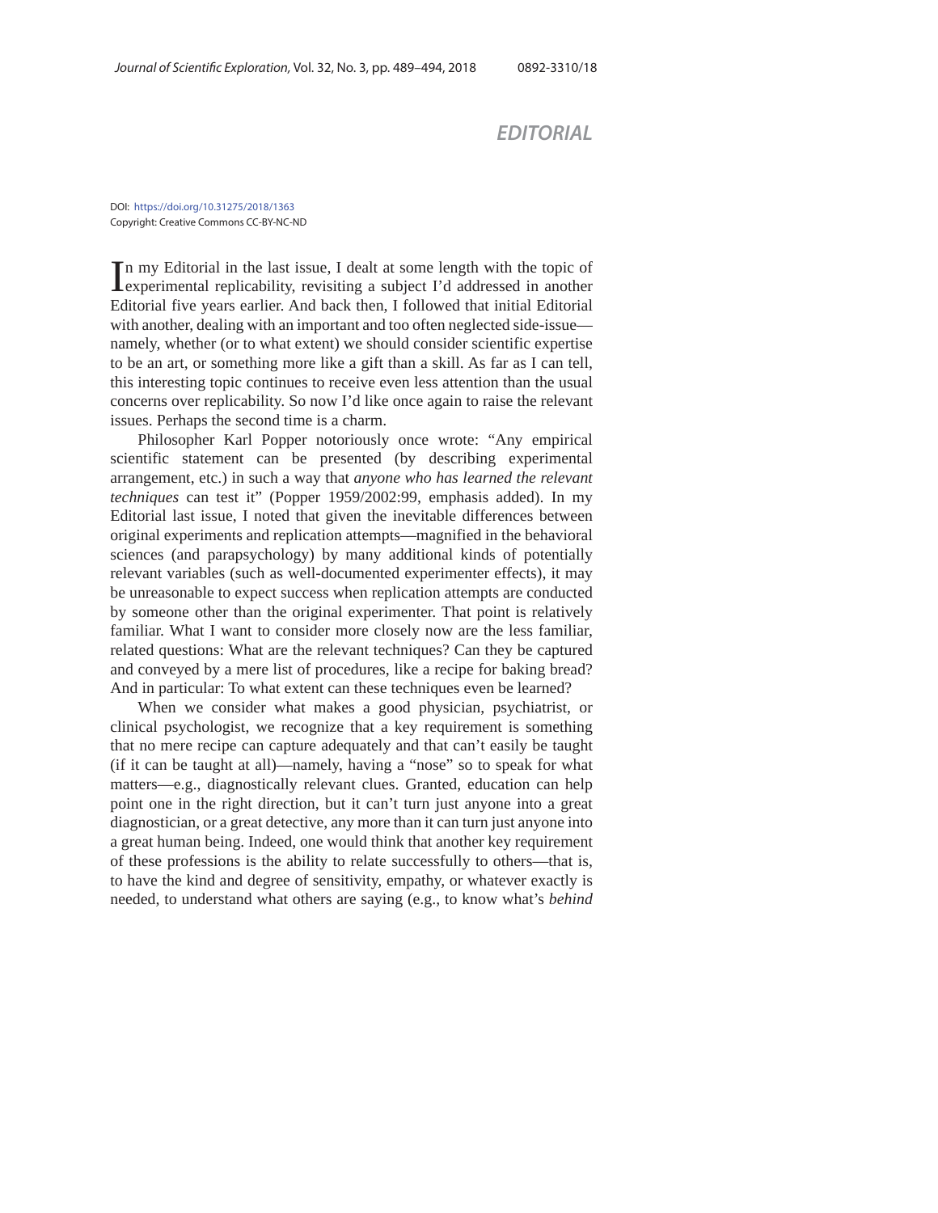# EDITORIAL

DOI: https://doi.org/10.31275/2018/1363
Copyright: Creative Commons CC-BY-NC-ND

In my Editorial in the last issue, I dealt at some length with the topic of experimental replicability, revisiting a subject I'd addressed in another Editorial five years earlier. And back then, I followed that initial Editorial with another, dealing with an important and too often neglected side-issue—namely, whether (or to what extent) we should consider scientific expertise to be an art, or something more like a gift than a skill. As far as I can tell, this interesting topic continues to receive even less attention than the usual concerns over replicability. So now I'd like once again to raise the relevant issues. Perhaps the second time is a charm.

Philosopher Karl Popper notoriously once wrote: "Any empirical scientific statement can be presented (by describing experimental arrangement, etc.) in such a way that *anyone who has learned the relevant techniques* can test it" (Popper 1959/2002:99, emphasis added). In my Editorial last issue, I noted that given the inevitable differences between original experiments and replication attempts—magnified in the behavioral sciences (and parapsychology) by many additional kinds of potentially relevant variables (such as well-documented experimenter effects), it may be unreasonable to expect success when replication attempts are conducted by someone other than the original experimenter. That point is relatively familiar. What I want to consider more closely now are the less familiar, related questions: What are the relevant techniques? Can they be captured and conveyed by a mere list of procedures, like a recipe for baking bread? And in particular: To what extent can these techniques even be learned?

When we consider what makes a good physician, psychiatrist, or clinical psychologist, we recognize that a key requirement is something that no mere recipe can capture adequately and that can't easily be taught (if it can be taught at all)—namely, having a "nose" so to speak for what matters—e.g., diagnostically relevant clues. Granted, education can help point one in the right direction, but it can't turn just anyone into a great diagnostician, or a great detective, any more than it can turn just anyone into a great human being. Indeed, one would think that another key requirement of these professions is the ability to relate successfully to others—that is, to have the kind and degree of sensitivity, empathy, or whatever exactly is needed, to understand what others are saying (e.g., to know what's *behind*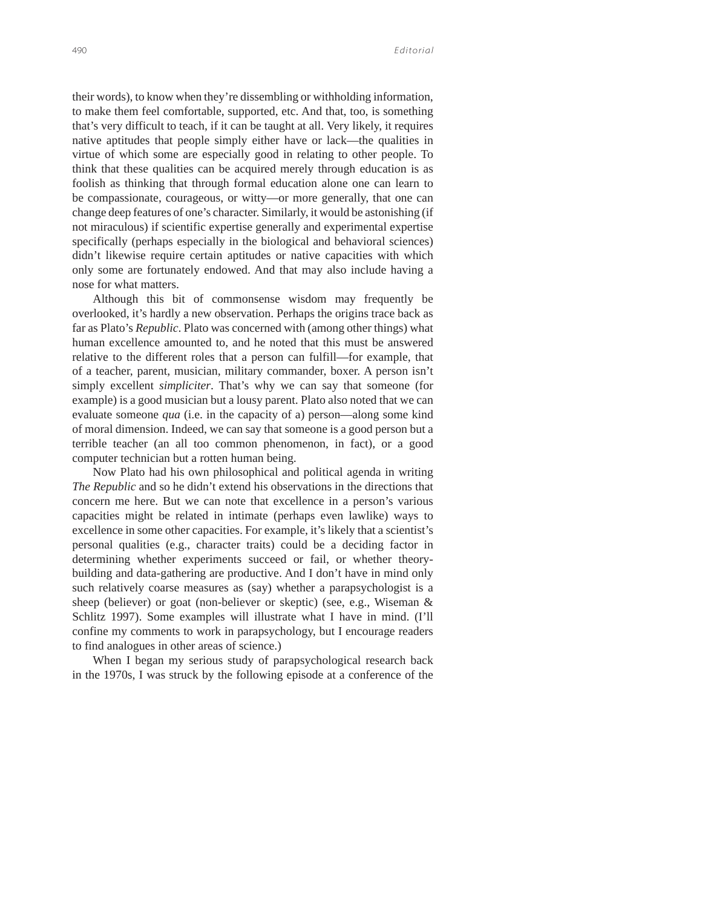their words), to know when they're dissembling or withholding information, to make them feel comfortable, supported, etc. And that, too, is something that's very difficult to teach, if it can be taught at all. Very likely, it requires native aptitudes that people simply either have or lack—the qualities in virtue of which some are especially good in relating to other people. To think that these qualities can be acquired merely through education is as foolish as thinking that through formal education alone one can learn to be compassionate, courageous, or witty—or more generally, that one can change deep features of one's character. Similarly, it would be astonishing (if not miraculous) if scientific expertise generally and experimental expertise specifically (perhaps especially in the biological and behavioral sciences) didn't likewise require certain aptitudes or native capacities with which only some are fortunately endowed. And that may also include having a nose for what matters.

Although this bit of commonsense wisdom may frequently be overlooked, it's hardly a new observation. Perhaps the origins trace back as far as Plato's *Republic*. Plato was concerned with (among other things) what human excellence amounted to, and he noted that this must be answered relative to the different roles that a person can fulfill—for example, that of a teacher, parent, musician, military commander, boxer. A person isn't simply excellent *simpliciter*. That's why we can say that someone (for example) is a good musician but a lousy parent. Plato also noted that we can evaluate someone *qua* (i.e. in the capacity of a) person—along some kind of moral dimension. Indeed, we can say that someone is a good person but a terrible teacher (an all too common phenomenon, in fact), or a good computer technician but a rotten human being.

Now Plato had his own philosophical and political agenda in writing *The Republic* and so he didn't extend his observations in the directions that concern me here. But we can note that excellence in a person's various capacities might be related in intimate (perhaps even lawlike) ways to excellence in some other capacities. For example, it's likely that a scientist's personal qualities (e.g., character traits) could be a deciding factor in determining whether experiments succeed or fail, or whether theory-building and data-gathering are productive. And I don't have in mind only such relatively coarse measures as (say) whether a parapsychologist is a sheep (believer) or goat (non-believer or skeptic) (see, e.g., Wiseman & Schlitz 1997). Some examples will illustrate what I have in mind. (I'll confine my comments to work in parapsychology, but I encourage readers to find analogues in other areas of science.)

When I began my serious study of parapsychological research back in the 1970s, I was struck by the following episode at a conference of the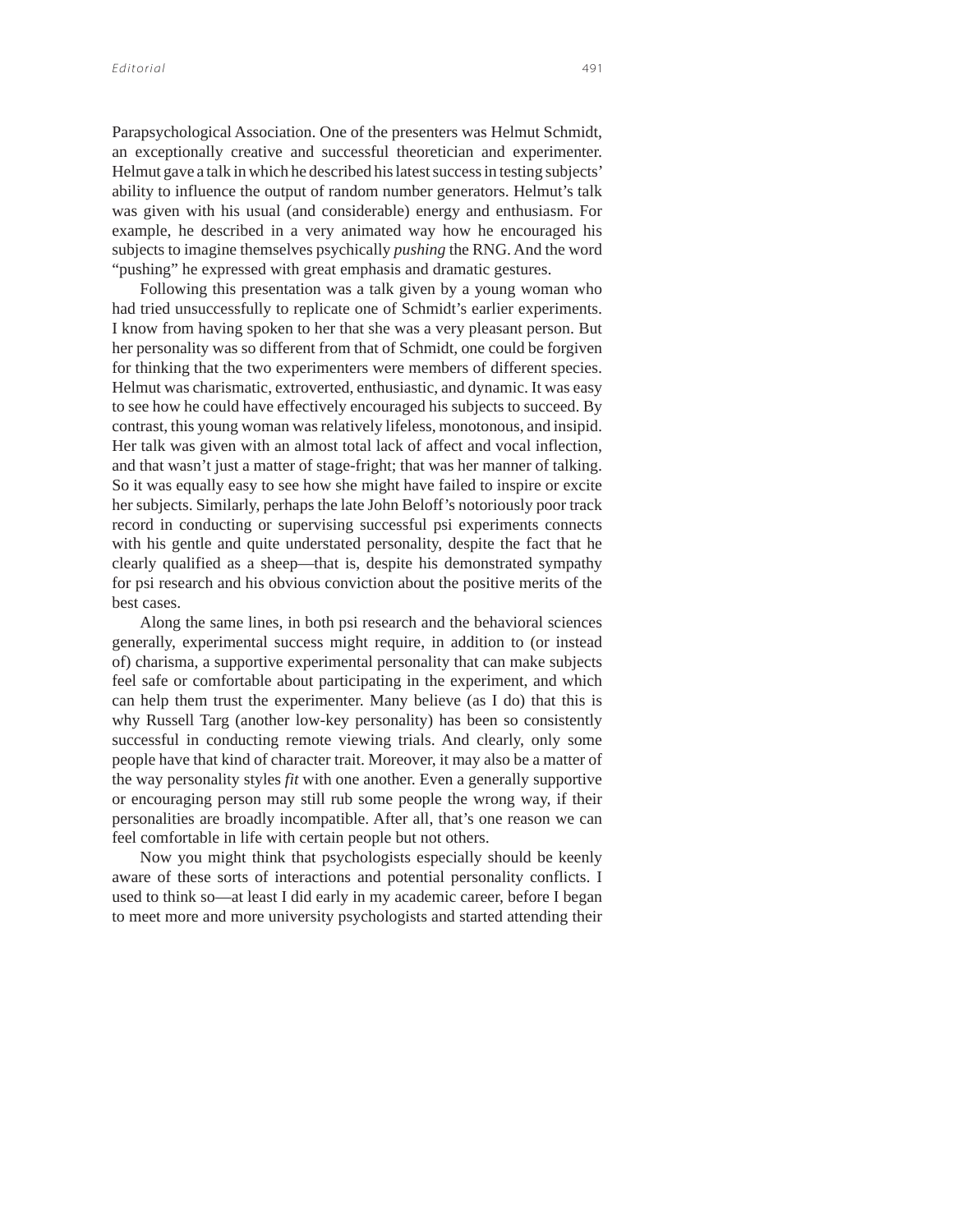Parapsychological Association. One of the presenters was Helmut Schmidt, an exceptionally creative and successful theoretician and experimenter. Helmut gave a talk in which he described his latest success in testing subjects' ability to influence the output of random number generators. Helmut's talk was given with his usual (and considerable) energy and enthusiasm. For example, he described in a very animated way how he encouraged his subjects to imagine themselves psychically *pushing* the RNG. And the word "pushing" he expressed with great emphasis and dramatic gestures.

Following this presentation was a talk given by a young woman who had tried unsuccessfully to replicate one of Schmidt's earlier experiments. I know from having spoken to her that she was a very pleasant person. But her personality was so different from that of Schmidt, one could be forgiven for thinking that the two experimenters were members of different species. Helmut was charismatic, extroverted, enthusiastic, and dynamic. It was easy to see how he could have effectively encouraged his subjects to succeed. By contrast, this young woman was relatively lifeless, monotonous, and insipid. Her talk was given with an almost total lack of affect and vocal inflection, and that wasn't just a matter of stage-fright; that was her manner of talking. So it was equally easy to see how she might have failed to inspire or excite her subjects. Similarly, perhaps the late John Beloff's notoriously poor track record in conducting or supervising successful psi experiments connects with his gentle and quite understated personality, despite the fact that he clearly qualified as a sheep—that is, despite his demonstrated sympathy for psi research and his obvious conviction about the positive merits of the best cases.

Along the same lines, in both psi research and the behavioral sciences generally, experimental success might require, in addition to (or instead of) charisma, a supportive experimental personality that can make subjects feel safe or comfortable about participating in the experiment, and which can help them trust the experimenter. Many believe (as I do) that this is why Russell Targ (another low-key personality) has been so consistently successful in conducting remote viewing trials. And clearly, only some people have that kind of character trait. Moreover, it may also be a matter of the way personality styles *fit* with one another. Even a generally supportive or encouraging person may still rub some people the wrong way, if their personalities are broadly incompatible. After all, that's one reason we can feel comfortable in life with certain people but not others.

Now you might think that psychologists especially should be keenly aware of these sorts of interactions and potential personality conflicts. I used to think so—at least I did early in my academic career, before I began to meet more and more university psychologists and started attending their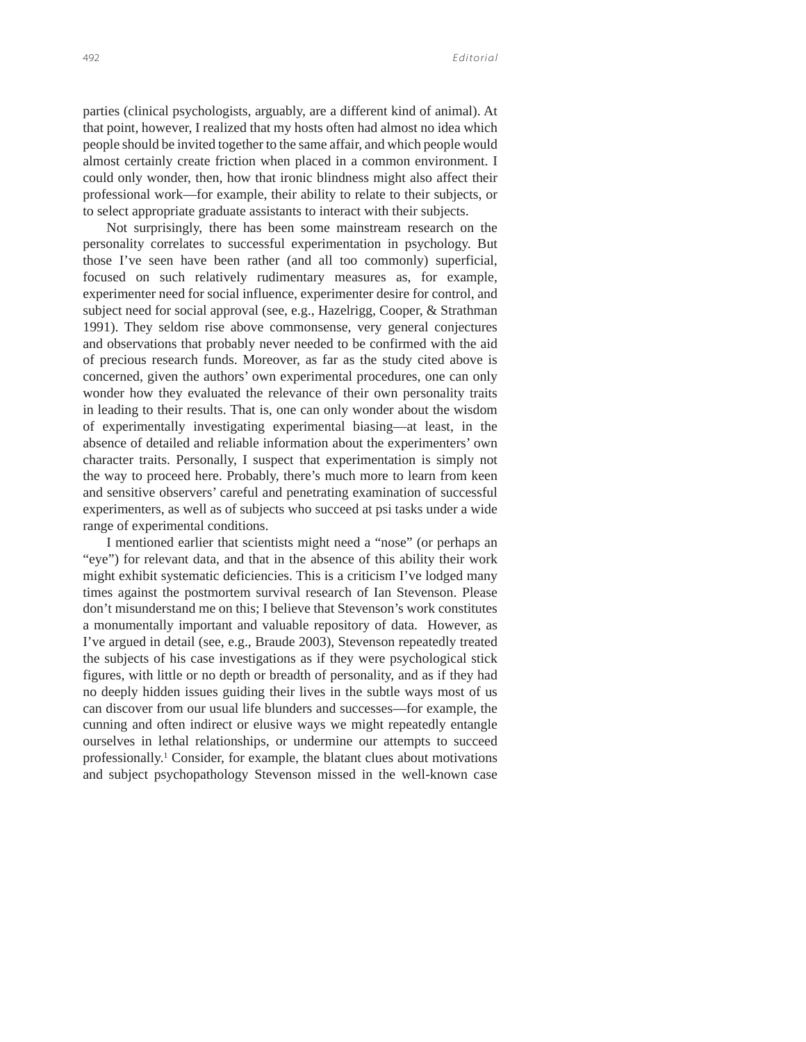parties (clinical psychologists, arguably, are a different kind of animal). At that point, however, I realized that my hosts often had almost no idea which people should be invited together to the same affair, and which people would almost certainly create friction when placed in a common environment. I could only wonder, then, how that ironic blindness might also affect their professional work—for example, their ability to relate to their subjects, or to select appropriate graduate assistants to interact with their subjects.

Not surprisingly, there has been some mainstream research on the personality correlates to successful experimentation in psychology. But those I've seen have been rather (and all too commonly) superficial, focused on such relatively rudimentary measures as, for example, experimenter need for social influence, experimenter desire for control, and subject need for social approval (see, e.g., Hazelrigg, Cooper, & Strathman 1991). They seldom rise above commonsense, very general conjectures and observations that probably never needed to be confirmed with the aid of precious research funds. Moreover, as far as the study cited above is concerned, given the authors' own experimental procedures, one can only wonder how they evaluated the relevance of their own personality traits in leading to their results. That is, one can only wonder about the wisdom of experimentally investigating experimental biasing—at least, in the absence of detailed and reliable information about the experimenters' own character traits. Personally, I suspect that experimentation is simply not the way to proceed here. Probably, there's much more to learn from keen and sensitive observers' careful and penetrating examination of successful experimenters, as well as of subjects who succeed at psi tasks under a wide range of experimental conditions.

I mentioned earlier that scientists might need a "nose" (or perhaps an "eye") for relevant data, and that in the absence of this ability their work might exhibit systematic deficiencies. This is a criticism I've lodged many times against the postmortem survival research of Ian Stevenson. Please don't misunderstand me on this; I believe that Stevenson's work constitutes a monumentally important and valuable repository of data. However, as I've argued in detail (see, e.g., Braude 2003), Stevenson repeatedly treated the subjects of his case investigations as if they were psychological stick figures, with little or no depth or breadth of personality, and as if they had no deeply hidden issues guiding their lives in the subtle ways most of us can discover from our usual life blunders and successes—for example, the cunning and often indirect or elusive ways we might repeatedly entangle ourselves in lethal relationships, or undermine our attempts to succeed professionally.[1] Consider, for example, the blatant clues about motivations and subject psychopathology Stevenson missed in the well-known case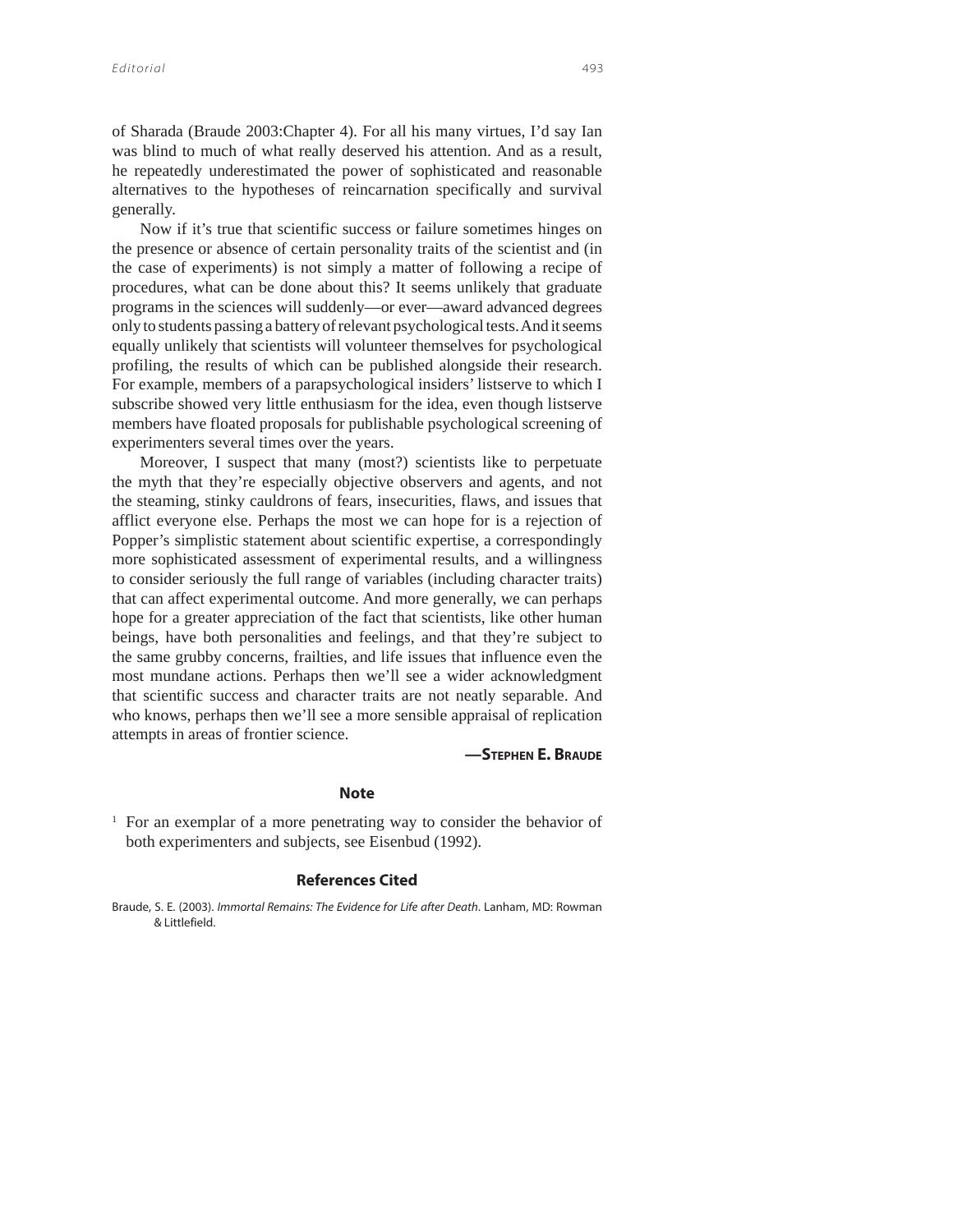of Sharada (Braude 2003:Chapter 4). For all his many virtues, I'd say Ian was blind to much of what really deserved his attention. And as a result, he repeatedly underestimated the power of sophisticated and reasonable alternatives to the hypotheses of reincarnation specifically and survival generally.

Now if it's true that scientific success or failure sometimes hinges on the presence or absence of certain personality traits of the scientist and (in the case of experiments) is not simply a matter of following a recipe of procedures, what can be done about this? It seems unlikely that graduate programs in the sciences will suddenly—or ever—award advanced degrees only to students passing a battery of relevant psychological tests. And it seems equally unlikely that scientists will volunteer themselves for psychological profiling, the results of which can be published alongside their research. For example, members of a parapsychological insiders' listserve to which I subscribe showed very little enthusiasm for the idea, even though listserve members have floated proposals for publishable psychological screening of experimenters several times over the years.

Moreover, I suspect that many (most?) scientists like to perpetuate the myth that they're especially objective observers and agents, and not the steaming, stinky cauldrons of fears, insecurities, flaws, and issues that afflict everyone else. Perhaps the most we can hope for is a rejection of Popper's simplistic statement about scientific expertise, a correspondingly more sophisticated assessment of experimental results, and a willingness to consider seriously the full range of variables (including character traits) that can affect experimental outcome. And more generally, we can perhaps hope for a greater appreciation of the fact that scientists, like other human beings, have both personalities and feelings, and that they're subject to the same grubby concerns, frailties, and life issues that influence even the most mundane actions. Perhaps then we'll see a wider acknowledgment that scientific success and character traits are not neatly separable. And who knows, perhaps then we'll see a more sensible appraisal of replication attempts in areas of frontier science.

**—Stephen E. Braude**

## Note

[1] For an exemplar of a more penetrating way to consider the behavior of both experimenters and subjects, see Eisenbud (1992).

## References Cited

Braude, S. E. (2003). *Immortal Remains: The Evidence for Life after Death*. Lanham, MD: Rowman & Littlefield.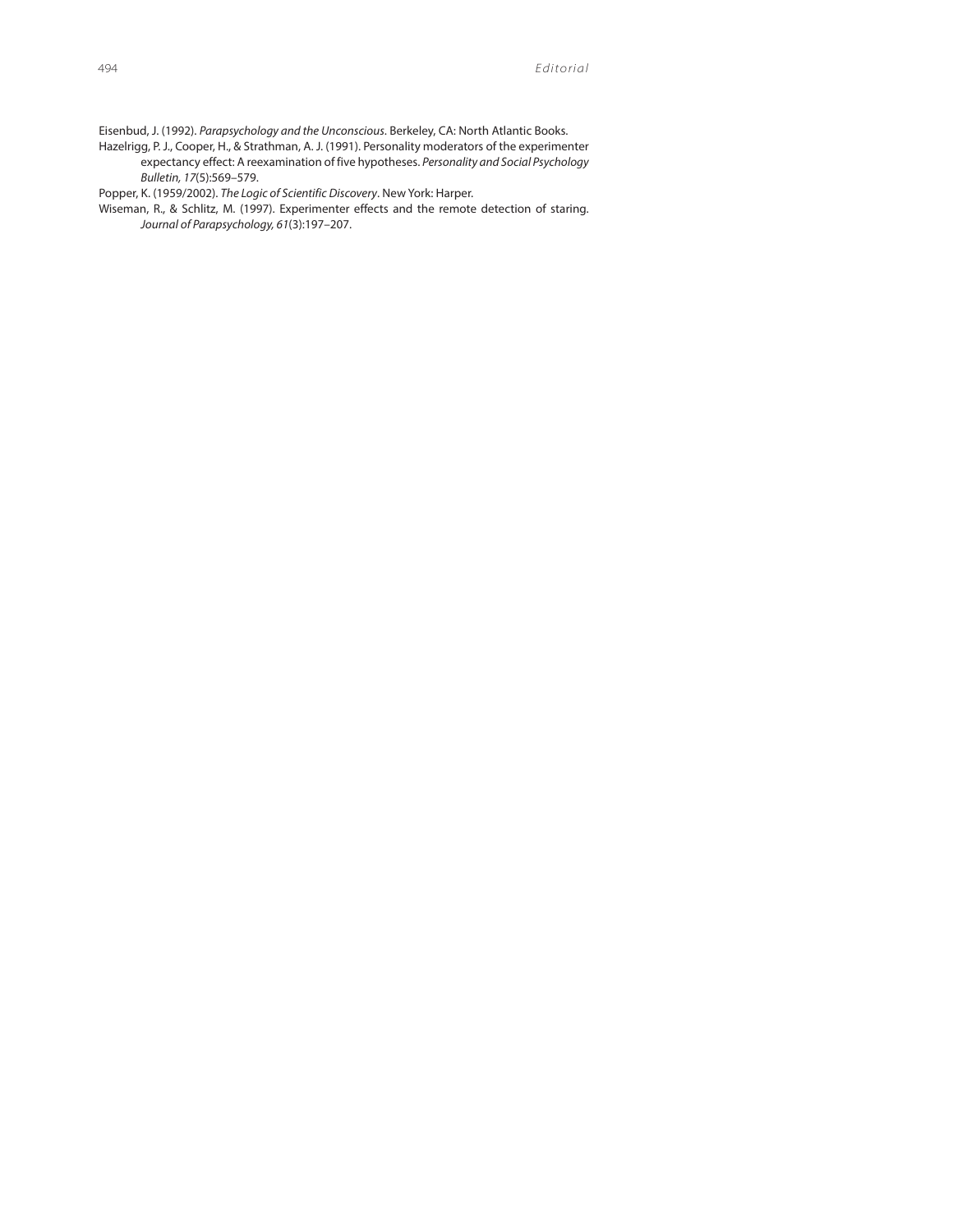Eisenbud, J. (1992). *Parapsychology and the Unconscious*. Berkeley, CA: North Atlantic Books.

Hazelrigg, P. J., Cooper, H., & Strathman, A. J. (1991). Personality moderators of the experimenter expectancy effect: A reexamination of five hypotheses. *Personality and Social Psychology Bulletin, 17*(5):569–579.

Popper, K. (1959/2002). *The Logic of Scientific Discovery*. New York: Harper.

Wiseman, R., & Schlitz, M. (1997). Experimenter effects and the remote detection of staring. *Journal of Parapsychology, 61*(3):197–207.